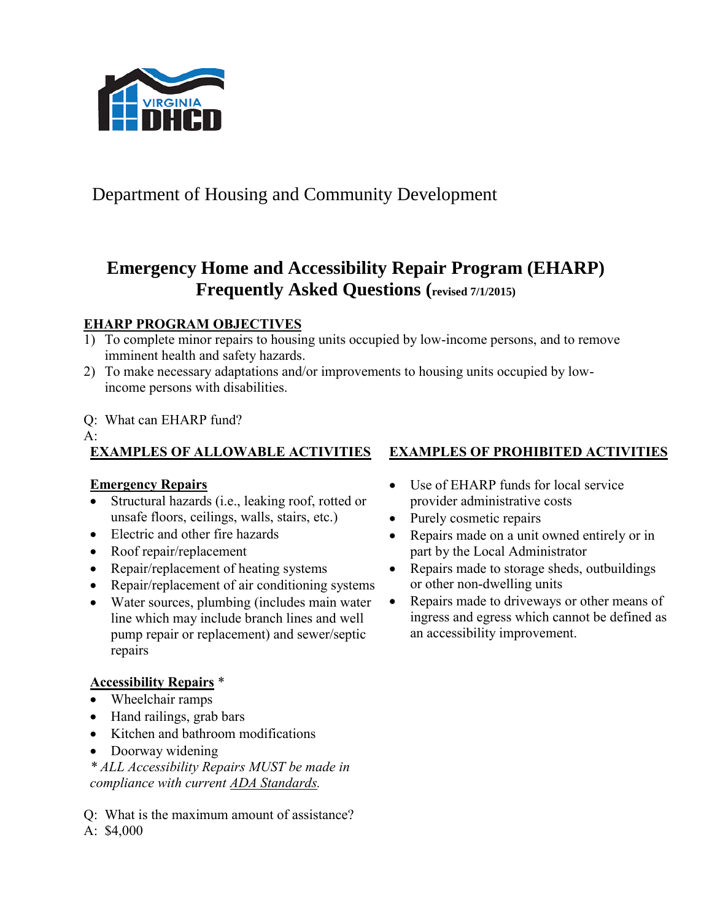Department of Housing and Community Development

# Emergency Home and Accessibility Repair Program (EHARP) Frequently Asked Questions (revised 7/1/2015)

## EHARP PROGRAM OBJECTIVES

1) To complete minor repairs to housing units occupied by low-income persons, and to remove imminent health and safety hazards.
2) To make necessary adaptations and/or improvements to housing units occupied by low-income persons with disabilities.

Q: What can EHARP fund?

A:

### EXAMPLES OF ALLOWABLE ACTIVITIES

**Emergency Repairs**

- Structural hazards (i.e., leaking roof, rotted or unsafe floors, ceilings, walls, stairs, etc.)
- Electric and other fire hazards
- Roof repair/replacement
- Repair/replacement of heating systems
- Repair/replacement of air conditioning systems
- Water sources, plumbing (includes main water line which may include branch lines and well pump repair or replacement) and sewer/septic repairs

**Accessibility Repairs** *

- Wheelchair ramps
- Hand railings, grab bars
- Kitchen and bathroom modifications
- Doorway widening

*\* ALL Accessibility Repairs MUST be made in compliance with current ADA Standards.*

### EXAMPLES OF PROHIBITED ACTIVITIES

- Use of EHARP funds for local service provider administrative costs
- Purely cosmetic repairs
- Repairs made on a unit owned entirely or in part by the Local Administrator
- Repairs made to storage sheds, outbuildings or other non-dwelling units
- Repairs made to driveways or other means of ingress and egress which cannot be defined as an accessibility improvement.

Q: What is the maximum amount of assistance?

A: $4,000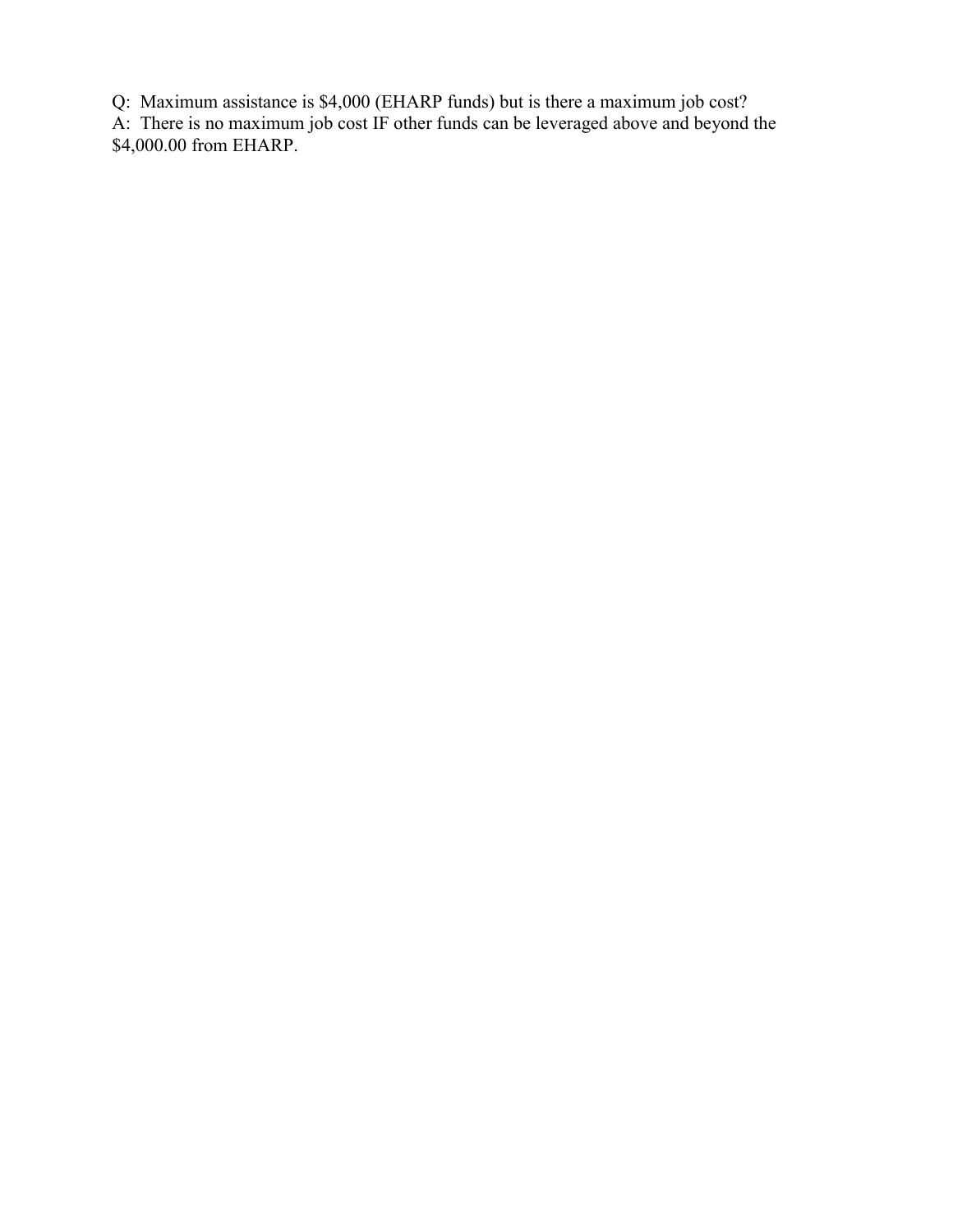Q: Maximum assistance is $4,000 (EHARP funds) but is there a maximum job cost?
A: There is no maximum job cost IF other funds can be leveraged above and beyond the $4,000.00 from EHARP.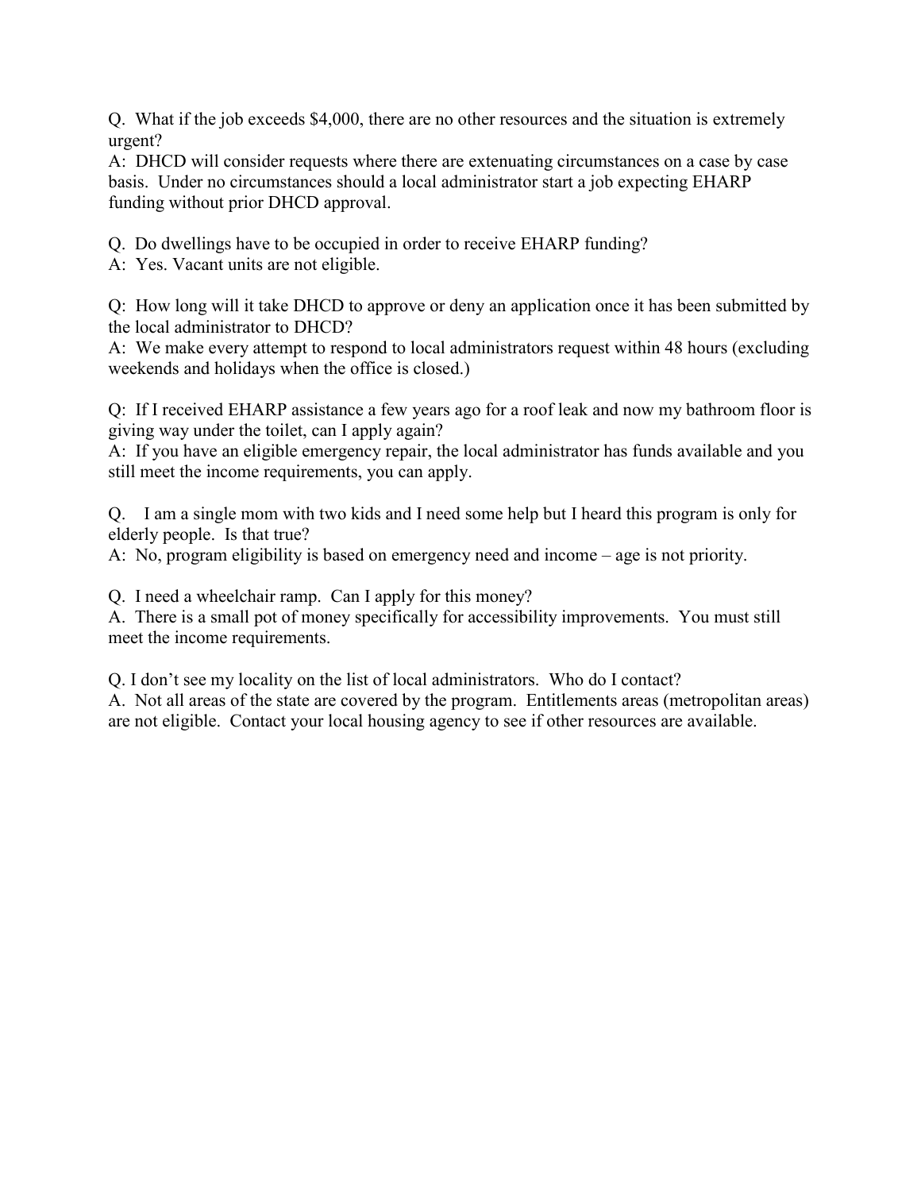Q. What if the job exceeds $4,000, there are no other resources and the situation is extremely urgent?
A: DHCD will consider requests where there are extenuating circumstances on a case by case basis. Under no circumstances should a local administrator start a job expecting EHARP funding without prior DHCD approval.

Q. Do dwellings have to be occupied in order to receive EHARP funding?
A: Yes. Vacant units are not eligible.

Q: How long will it take DHCD to approve or deny an application once it has been submitted by the local administrator to DHCD?
A: We make every attempt to respond to local administrators request within 48 hours (excluding weekends and holidays when the office is closed.)

Q: If I received EHARP assistance a few years ago for a roof leak and now my bathroom floor is giving way under the toilet, can I apply again?
A: If you have an eligible emergency repair, the local administrator has funds available and you still meet the income requirements, you can apply.

Q. I am a single mom with two kids and I need some help but I heard this program is only for elderly people. Is that true?
A: No, program eligibility is based on emergency need and income – age is not priority.

Q. I need a wheelchair ramp. Can I apply for this money?
A. There is a small pot of money specifically for accessibility improvements. You must still meet the income requirements.

Q. I don't see my locality on the list of local administrators. Who do I contact?
A. Not all areas of the state are covered by the program. Entitlements areas (metropolitan areas) are not eligible. Contact your local housing agency to see if other resources are available.